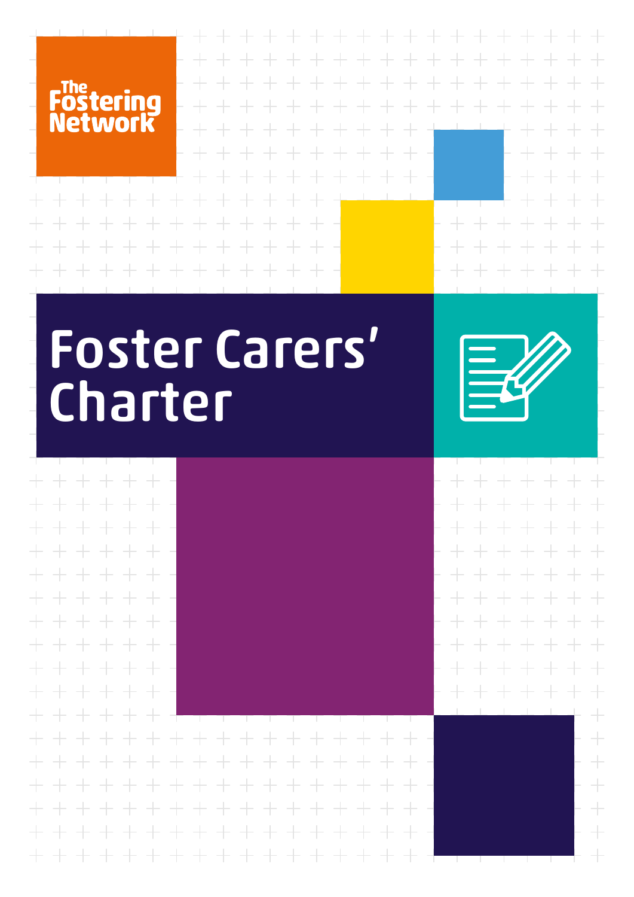The Fostering Network

# Foster Carers' Charter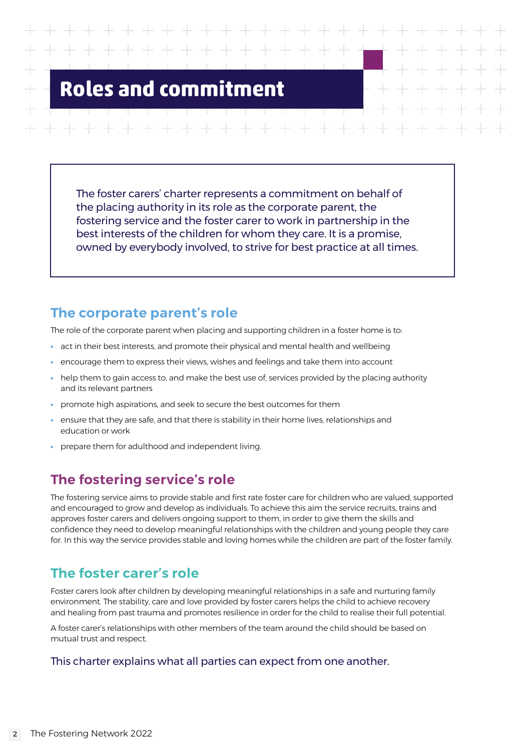# Roles and commitment

The foster carers' charter represents a commitment on behalf of the placing authority in its role as the corporate parent, the fostering service and the foster carer to work in partnership in the best interests of the children for whom they care. It is a promise, owned by everybody involved, to strive for best practice at all times.

## The corporate parent's role

The role of the corporate parent when placing and supporting children in a foster home is to:

- act in their best interests, and promote their physical and mental health and wellbeing
- encourage them to express their views, wishes and feelings and take them into account
- help them to gain access to, and make the best use of, services provided by the placing authority and its relevant partners
- promote high aspirations, and seek to secure the best outcomes for them
- ensure that they are safe, and that there is stability in their home lives, relationships and education or work
- prepare them for adulthood and independent living.

## The fostering service's role

The fostering service aims to provide stable and first rate foster care for children who are valued, supported and encouraged to grow and develop as individuals. To achieve this aim the service recruits, trains and approves foster carers and delivers ongoing support to them, in order to give them the skills and confidence they need to develop meaningful relationships with the children and young people they care for. In this way the service provides stable and loving homes while the children are part of the foster family.

## The foster carer's role

Foster carers look after children by developing meaningful relationships in a safe and nurturing family environment. The stability, care and love provided by foster carers helps the child to achieve recovery and healing from past trauma and promotes resilience in order for the child to realise their full potential.

A foster carer's relationships with other members of the team around the child should be based on mutual trust and respect.

This charter explains what all parties can expect from one another.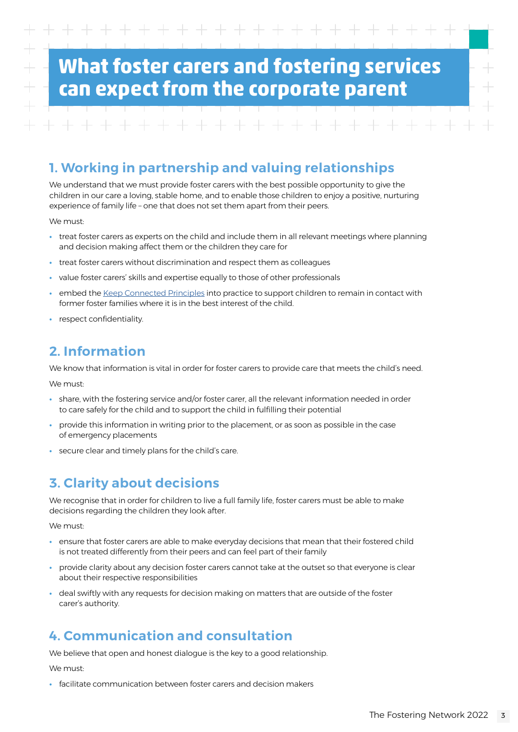# What foster carers and fostering services can expect from the corporate parent

## 1. Working in partnership and valuing relationships

We understand that we must provide foster carers with the best possible opportunity to give the children in our care a loving, stable home, and to enable those children to enjoy a positive, nurturing experience of family life – one that does not set them apart from their peers.

We must:

- treat foster carers as experts on the child and include them in all relevant meetings where planning and decision making affect them or the children they care for
- treat foster carers without discrimination and respect them as colleagues
- value foster carers' skills and expertise equally to those of other professionals
- embed the Keep Connected Principles into practice to support children to remain in contact with former foster families where it is in the best interest of the child.
- respect confidentiality.

## 2. Information

We know that information is vital in order for foster carers to provide care that meets the child's need.

We must:

- share, with the fostering service and/or foster carer, all the relevant information needed in order to care safely for the child and to support the child in fulfilling their potential
- provide this information in writing prior to the placement, or as soon as possible in the case of emergency placements
- secure clear and timely plans for the child's care.

## 3. Clarity about decisions

We recognise that in order for children to live a full family life, foster carers must be able to make decisions regarding the children they look after.

We must:

- ensure that foster carers are able to make everyday decisions that mean that their fostered child is not treated differently from their peers and can feel part of their family
- provide clarity about any decision foster carers cannot take at the outset so that everyone is clear about their respective responsibilities
- deal swiftly with any requests for decision making on matters that are outside of the foster carer's authority.

## 4. Communication and consultation

We believe that open and honest dialogue is the key to a good relationship.

We must:

- facilitate communication between foster carers and decision makers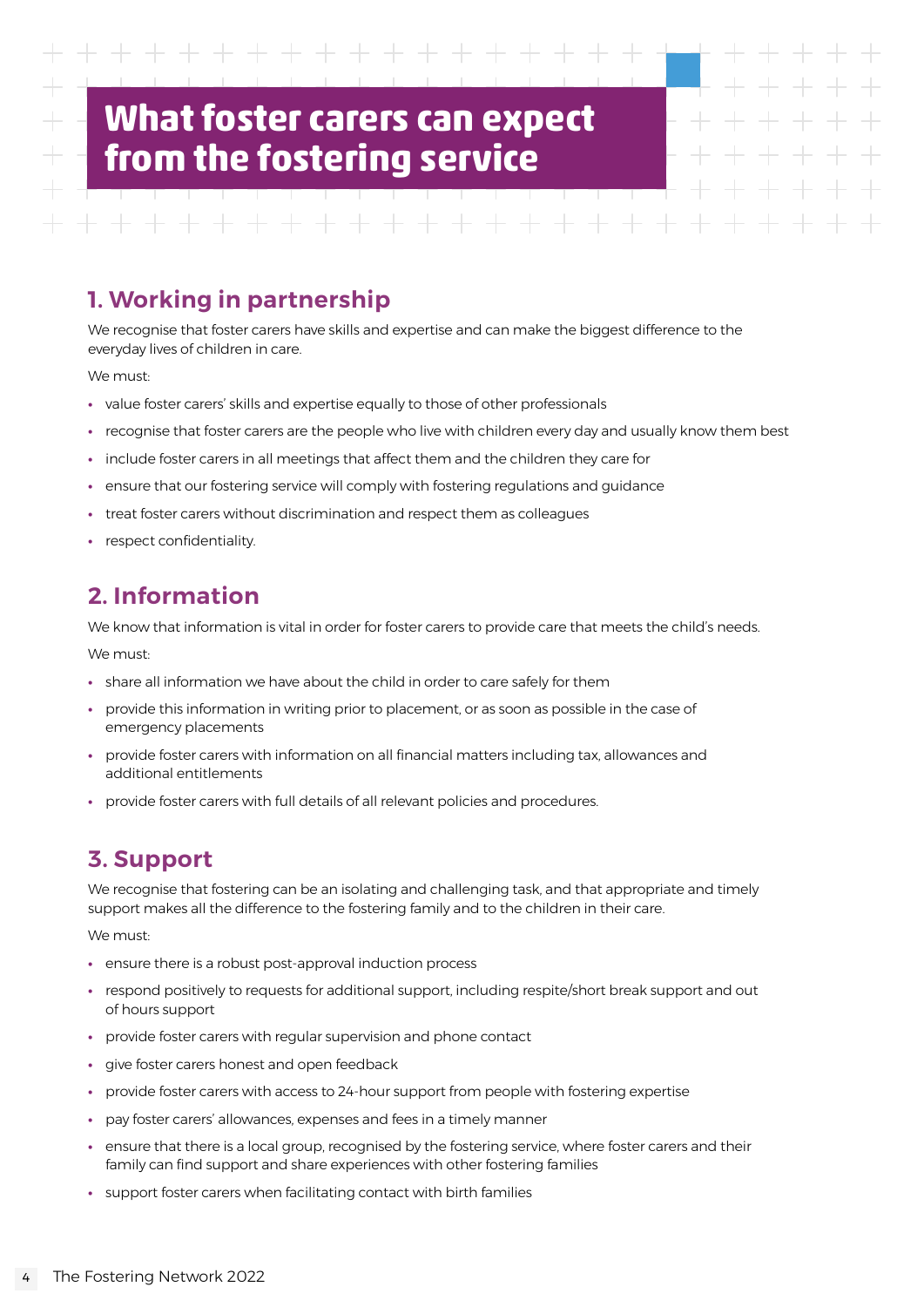# What foster carers can expect from the fostering service

## 1. Working in partnership

We recognise that foster carers have skills and expertise and can make the biggest difference to the everyday lives of children in care.

We must:

- value foster carers' skills and expertise equally to those of other professionals
- recognise that foster carers are the people who live with children every day and usually know them best
- include foster carers in all meetings that affect them and the children they care for
- ensure that our fostering service will comply with fostering regulations and guidance
- treat foster carers without discrimination and respect them as colleagues
- respect confidentiality.

## 2. Information

We know that information is vital in order for foster carers to provide care that meets the child's needs.

We must:

- share all information we have about the child in order to care safely for them
- provide this information in writing prior to placement, or as soon as possible in the case of emergency placements
- provide foster carers with information on all financial matters including tax, allowances and additional entitlements
- provide foster carers with full details of all relevant policies and procedures.

## 3. Support

We recognise that fostering can be an isolating and challenging task, and that appropriate and timely support makes all the difference to the fostering family and to the children in their care.

We must:

- ensure there is a robust post-approval induction process
- respond positively to requests for additional support, including respite/short break support and out of hours support
- provide foster carers with regular supervision and phone contact
- give foster carers honest and open feedback
- provide foster carers with access to 24-hour support from people with fostering expertise
- pay foster carers' allowances, expenses and fees in a timely manner
- ensure that there is a local group, recognised by the fostering service, where foster carers and their family can find support and share experiences with other fostering families
- support foster carers when facilitating contact with birth families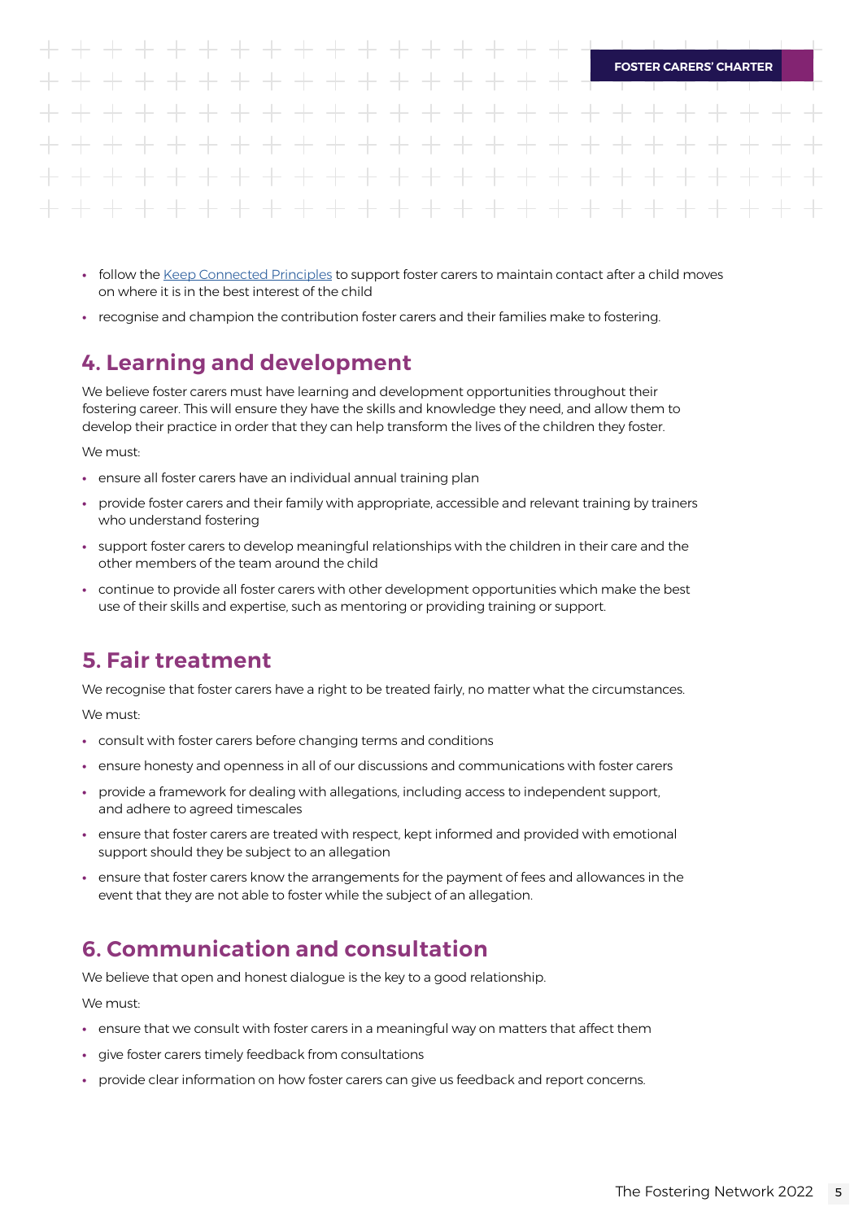- follow the [Keep Connected Principles](#) to support foster carers to maintain contact after a child moves on where it is in the best interest of the child
- recognise and champion the contribution foster carers and their families make to fostering.

## 4. Learning and development

We believe foster carers must have learning and development opportunities throughout their fostering career. This will ensure they have the skills and knowledge they need, and allow them to develop their practice in order that they can help transform the lives of the children they foster.

We must:

- ensure all foster carers have an individual annual training plan
- provide foster carers and their family with appropriate, accessible and relevant training by trainers who understand fostering
- support foster carers to develop meaningful relationships with the children in their care and the other members of the team around the child
- continue to provide all foster carers with other development opportunities which make the best use of their skills and expertise, such as mentoring or providing training or support.

## 5. Fair treatment

We recognise that foster carers have a right to be treated fairly, no matter what the circumstances.

We must:

- consult with foster carers before changing terms and conditions
- ensure honesty and openness in all of our discussions and communications with foster carers
- provide a framework for dealing with allegations, including access to independent support, and adhere to agreed timescales
- ensure that foster carers are treated with respect, kept informed and provided with emotional support should they be subject to an allegation
- ensure that foster carers know the arrangements for the payment of fees and allowances in the event that they are not able to foster while the subject of an allegation.

## 6. Communication and consultation

We believe that open and honest dialogue is the key to a good relationship.

We must:

- ensure that we consult with foster carers in a meaningful way on matters that affect them
- give foster carers timely feedback from consultations
- provide clear information on how foster carers can give us feedback and report concerns.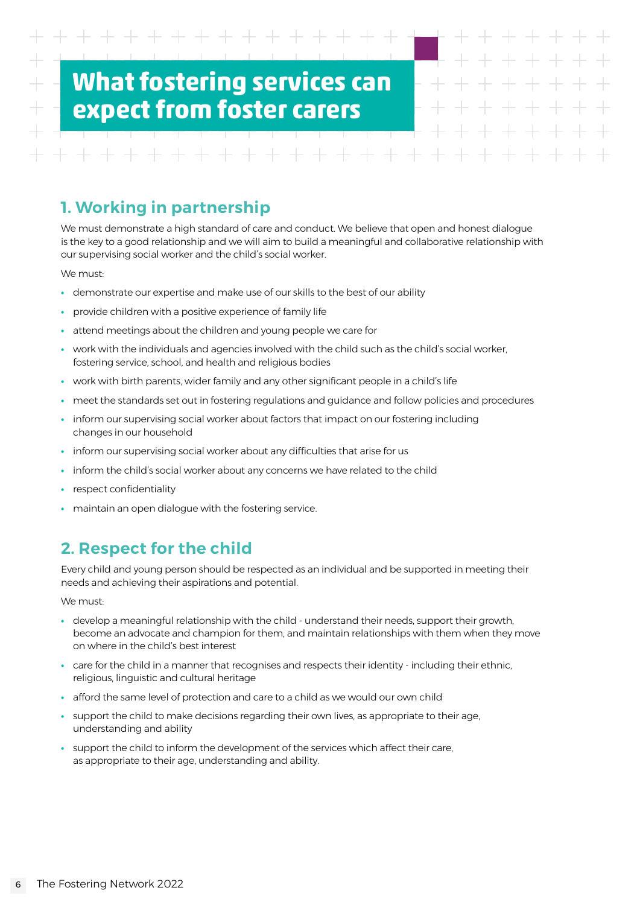# What fostering services can expect from foster carers

## 1. Working in partnership

We must demonstrate a high standard of care and conduct. We believe that open and honest dialogue is the key to a good relationship and we will aim to build a meaningful and collaborative relationship with our supervising social worker and the child's social worker.

We must:

- demonstrate our expertise and make use of our skills to the best of our ability
- provide children with a positive experience of family life
- attend meetings about the children and young people we care for
- work with the individuals and agencies involved with the child such as the child's social worker, fostering service, school, and health and religious bodies
- work with birth parents, wider family and any other significant people in a child's life
- meet the standards set out in fostering regulations and guidance and follow policies and procedures
- inform our supervising social worker about factors that impact on our fostering including changes in our household
- inform our supervising social worker about any difficulties that arise for us
- inform the child's social worker about any concerns we have related to the child
- respect confidentiality
- maintain an open dialogue with the fostering service.

## 2. Respect for the child

Every child and young person should be respected as an individual and be supported in meeting their needs and achieving their aspirations and potential.

We must:

- develop a meaningful relationship with the child - understand their needs, support their growth, become an advocate and champion for them, and maintain relationships with them when they move on where in the child's best interest
- care for the child in a manner that recognises and respects their identity - including their ethnic, religious, linguistic and cultural heritage
- afford the same level of protection and care to a child as we would our own child
- support the child to make decisions regarding their own lives, as appropriate to their age, understanding and ability
- support the child to inform the development of the services which affect their care, as appropriate to their age, understanding and ability.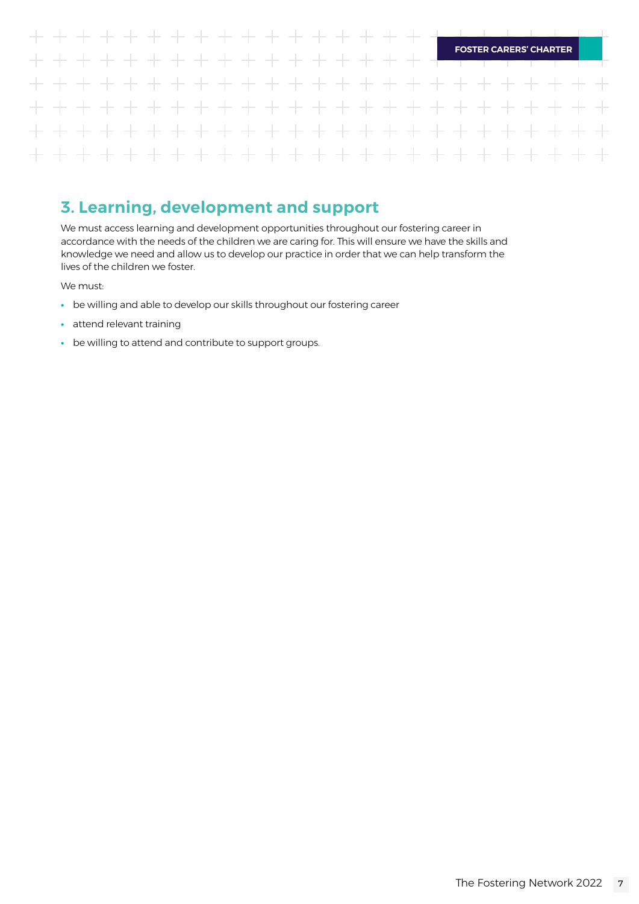## 3. Learning, development and support

We must access learning and development opportunities throughout our fostering career in accordance with the needs of the children we are caring for. This will ensure we have the skills and knowledge we need and allow us to develop our practice in order that we can help transform the lives of the children we foster.

We must:

- be willing and able to develop our skills throughout our fostering career
- attend relevant training
- be willing to attend and contribute to support groups.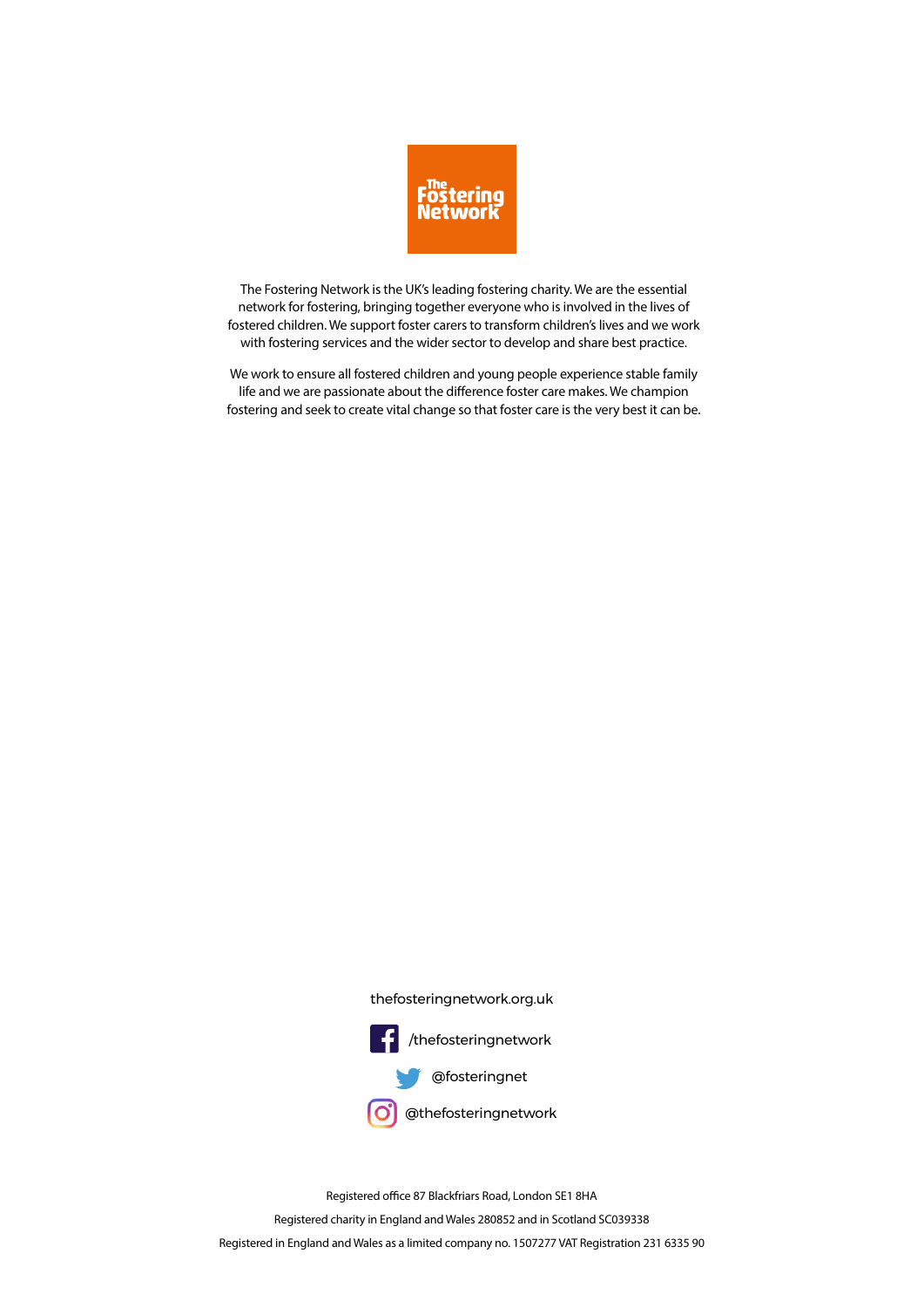The Fostering Network

The Fostering Network is the UK's leading fostering charity. We are the essential network for fostering, bringing together everyone who is involved in the lives of fostered children. We support foster carers to transform children's lives and we work with fostering services and the wider sector to develop and share best practice.

We work to ensure all fostered children and young people experience stable family life and we are passionate about the difference foster care makes. We champion fostering and seek to create vital change so that foster care is the very best it can be.

thefosteringnetwork.org.uk

/thefosteringnetwork

@fosteringnet

@thefosteringnetwork

Registered office 87 Blackfriars Road, London SE1 8HA

Registered charity in England and Wales 280852 and in Scotland SC039338

Registered in England and Wales as a limited company no. 1507277 VAT Registration 231 6335 90